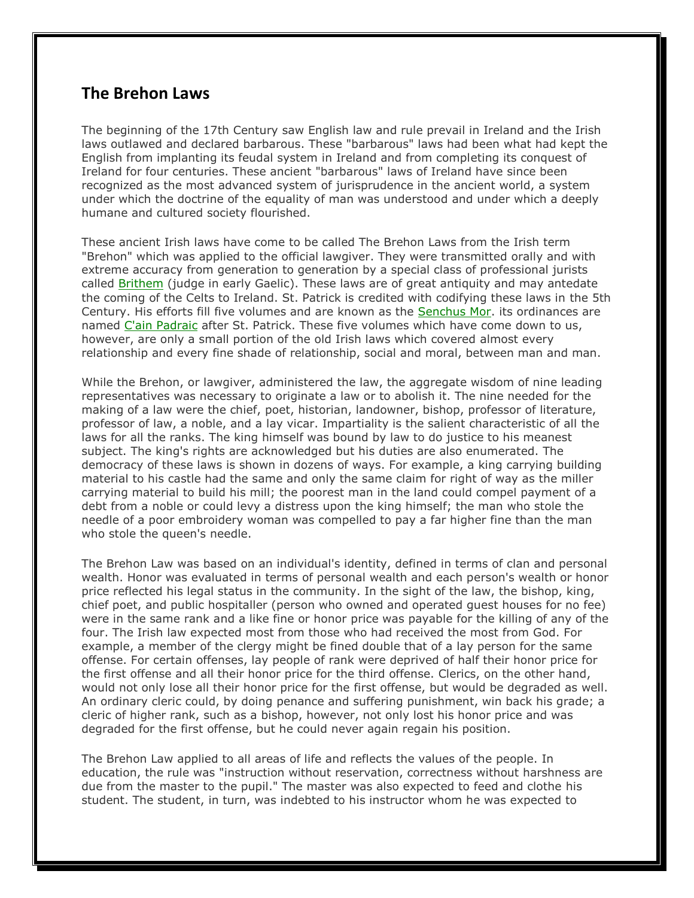## The Brehon Laws

The beginning of the 17th Century saw English law and rule prevail in Ireland and the Irish laws outlawed and declared barbarous. These "barbarous" laws had been what had kept the English from implanting its feudal system in Ireland and from completing its conquest of Ireland for four centuries. These ancient "barbarous" laws of Ireland have since been recognized as the most advanced system of jurisprudence in the ancient world, a system under which the doctrine of the equality of man was understood and under which a deeply humane and cultured society flourished.

These ancient Irish laws have come to be called The Brehon Laws from the Irish term "Brehon" which was applied to the official lawgiver. They were transmitted orally and with extreme accuracy from generation to generation by a special class of professional jurists called Brithem (judge in early Gaelic). These laws are of great antiquity and may antedate the coming of the Celts to Ireland. St. Patrick is credited with codifying these laws in the 5th Century. His efforts fill five volumes and are known as the Senchus Mor. its ordinances are named C'ain Padraic after St. Patrick. These five volumes which have come down to us, however, are only a small portion of the old Irish laws which covered almost every relationship and every fine shade of relationship, social and moral, between man and man.

While the Brehon, or lawgiver, administered the law, the aggregate wisdom of nine leading representatives was necessary to originate a law or to abolish it. The nine needed for the making of a law were the chief, poet, historian, landowner, bishop, professor of literature, professor of law, a noble, and a lay vicar. Impartiality is the salient characteristic of all the laws for all the ranks. The king himself was bound by law to do justice to his meanest subject. The king's rights are acknowledged but his duties are also enumerated. The democracy of these laws is shown in dozens of ways. For example, a king carrying building material to his castle had the same and only the same claim for right of way as the miller carrying material to build his mill; the poorest man in the land could compel payment of a debt from a noble or could levy a distress upon the king himself; the man who stole the needle of a poor embroidery woman was compelled to pay a far higher fine than the man who stole the queen's needle.

The Brehon Law was based on an individual's identity, defined in terms of clan and personal wealth. Honor was evaluated in terms of personal wealth and each person's wealth or honor price reflected his legal status in the community. In the sight of the law, the bishop, king, chief poet, and public hospitaller (person who owned and operated guest houses for no fee) were in the same rank and a like fine or honor price was payable for the killing of any of the four. The Irish law expected most from those who had received the most from God. For example, a member of the clergy might be fined double that of a lay person for the same offense. For certain offenses, lay people of rank were deprived of half their honor price for the first offense and all their honor price for the third offense. Clerics, on the other hand, would not only lose all their honor price for the first offense, but would be degraded as well. An ordinary cleric could, by doing penance and suffering punishment, win back his grade; a cleric of higher rank, such as a bishop, however, not only lost his honor price and was degraded for the first offense, but he could never again regain his position.

The Brehon Law applied to all areas of life and reflects the values of the people. In education, the rule was "instruction without reservation, correctness without harshness are due from the master to the pupil." The master was also expected to feed and clothe his student. The student, in turn, was indebted to his instructor whom he was expected to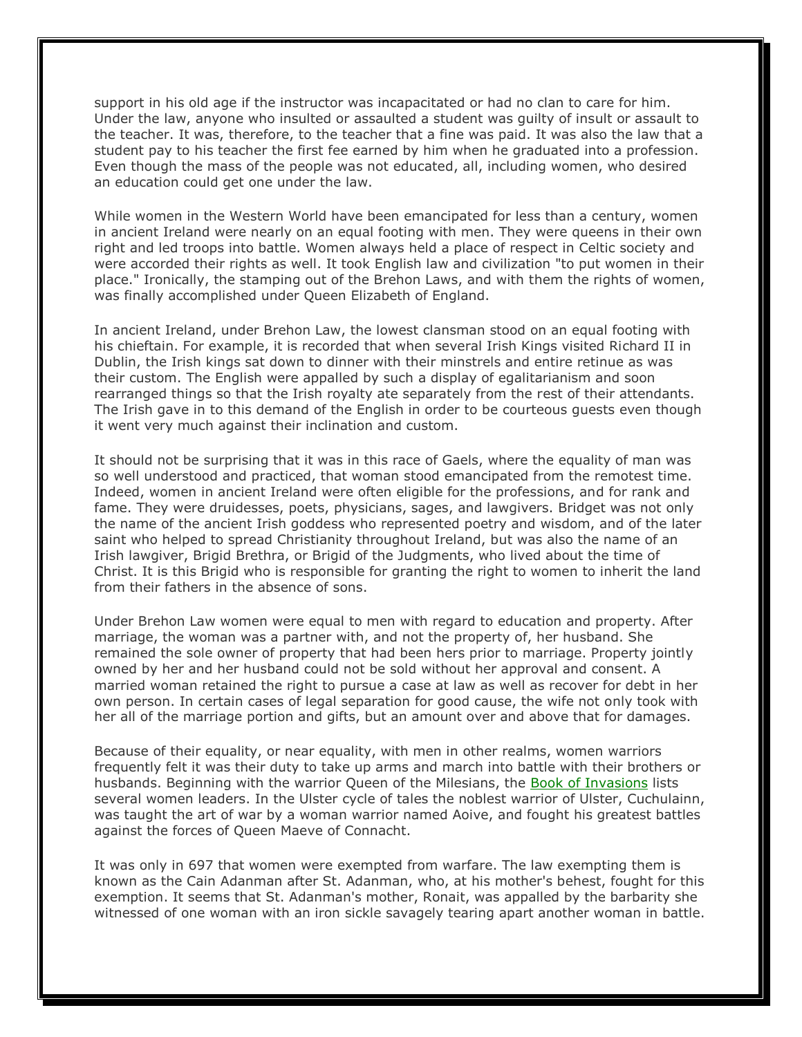support in his old age if the instructor was incapacitated or had no clan to care for him. Under the law, anyone who insulted or assaulted a student was guilty of insult or assault to the teacher. It was, therefore, to the teacher that a fine was paid. It was also the law that a student pay to his teacher the first fee earned by him when he graduated into a profession. Even though the mass of the people was not educated, all, including women, who desired an education could get one under the law.

While women in the Western World have been emancipated for less than a century, women in ancient Ireland were nearly on an equal footing with men. They were queens in their own right and led troops into battle. Women always held a place of respect in Celtic society and were accorded their rights as well. It took English law and civilization "to put women in their place." Ironically, the stamping out of the Brehon Laws, and with them the rights of women, was finally accomplished under Queen Elizabeth of England.

In ancient Ireland, under Brehon Law, the lowest clansman stood on an equal footing with his chieftain. For example, it is recorded that when several Irish Kings visited Richard II in Dublin, the Irish kings sat down to dinner with their minstrels and entire retinue as was their custom. The English were appalled by such a display of egalitarianism and soon rearranged things so that the Irish royalty ate separately from the rest of their attendants. The Irish gave in to this demand of the English in order to be courteous guests even though it went very much against their inclination and custom.

It should not be surprising that it was in this race of Gaels, where the equality of man was so well understood and practiced, that woman stood emancipated from the remotest time. Indeed, women in ancient Ireland were often eligible for the professions, and for rank and fame. They were druidesses, poets, physicians, sages, and lawgivers. Bridget was not only the name of the ancient Irish goddess who represented poetry and wisdom, and of the later saint who helped to spread Christianity throughout Ireland, but was also the name of an Irish lawgiver, Brigid Brethra, or Brigid of the Judgments, who lived about the time of Christ. It is this Brigid who is responsible for granting the right to women to inherit the land from their fathers in the absence of sons.

Under Brehon Law women were equal to men with regard to education and property. After marriage, the woman was a partner with, and not the property of, her husband. She remained the sole owner of property that had been hers prior to marriage. Property jointly owned by her and her husband could not be sold without her approval and consent. A married woman retained the right to pursue a case at law as well as recover for debt in her own person. In certain cases of legal separation for good cause, the wife not only took with her all of the marriage portion and gifts, but an amount over and above that for damages.

Because of their equality, or near equality, with men in other realms, women warriors frequently felt it was their duty to take up arms and march into battle with their brothers or husbands. Beginning with the warrior Queen of the Milesians, the Book of Invasions lists several women leaders. In the Ulster cycle of tales the noblest warrior of Ulster, Cuchulainn, was taught the art of war by a woman warrior named Aoive, and fought his greatest battles against the forces of Queen Maeve of Connacht.

It was only in 697 that women were exempted from warfare. The law exempting them is known as the Cain Adanman after St. Adanman, who, at his mother's behest, fought for this exemption. It seems that St. Adanman's mother, Ronait, was appalled by the barbarity she witnessed of one woman with an iron sickle savagely tearing apart another woman in battle.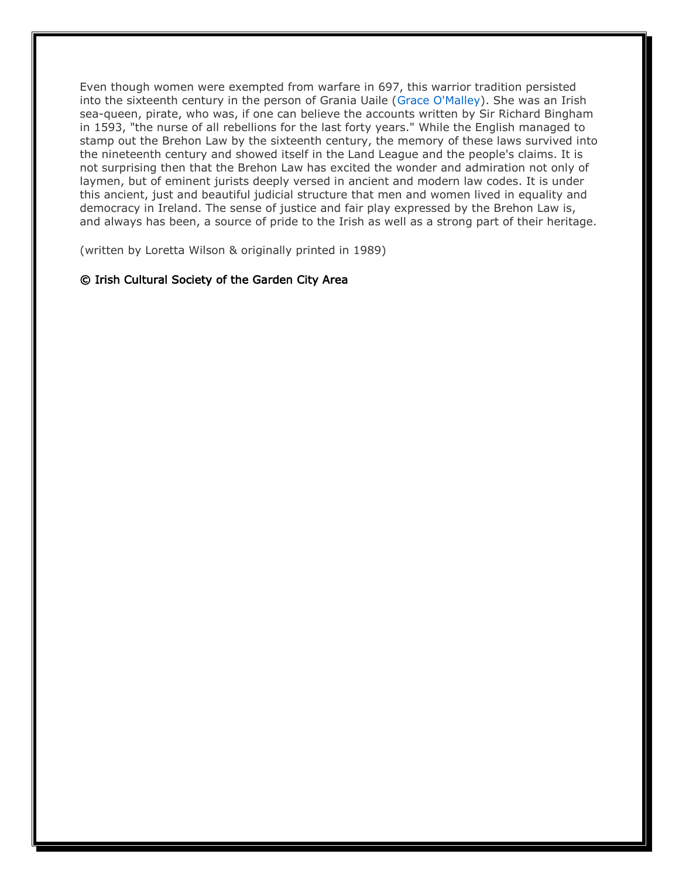Even though women were exempted from warfare in 697, this warrior tradition persisted into the sixteenth century in the person of Grania Uaile (Grace O'Malley). She was an Irish sea-queen, pirate, who was, if one can believe the accounts written by Sir Richard Bingham in 1593, "the nurse of all rebellions for the last forty years." While the English managed to stamp out the Brehon Law by the sixteenth century, the memory of these laws survived into the nineteenth century and showed itself in the Land League and the people's claims. It is not surprising then that the Brehon Law has excited the wonder and admiration not only of laymen, but of eminent jurists deeply versed in ancient and modern law codes. It is under this ancient, just and beautiful judicial structure that men and women lived in equality and democracy in Ireland. The sense of justice and fair play expressed by the Brehon Law is, and always has been, a source of pride to the Irish as well as a strong part of their heritage.

(written by Loretta Wilson & originally printed in 1989)

© Irish Cultural Society of the Garden City Area